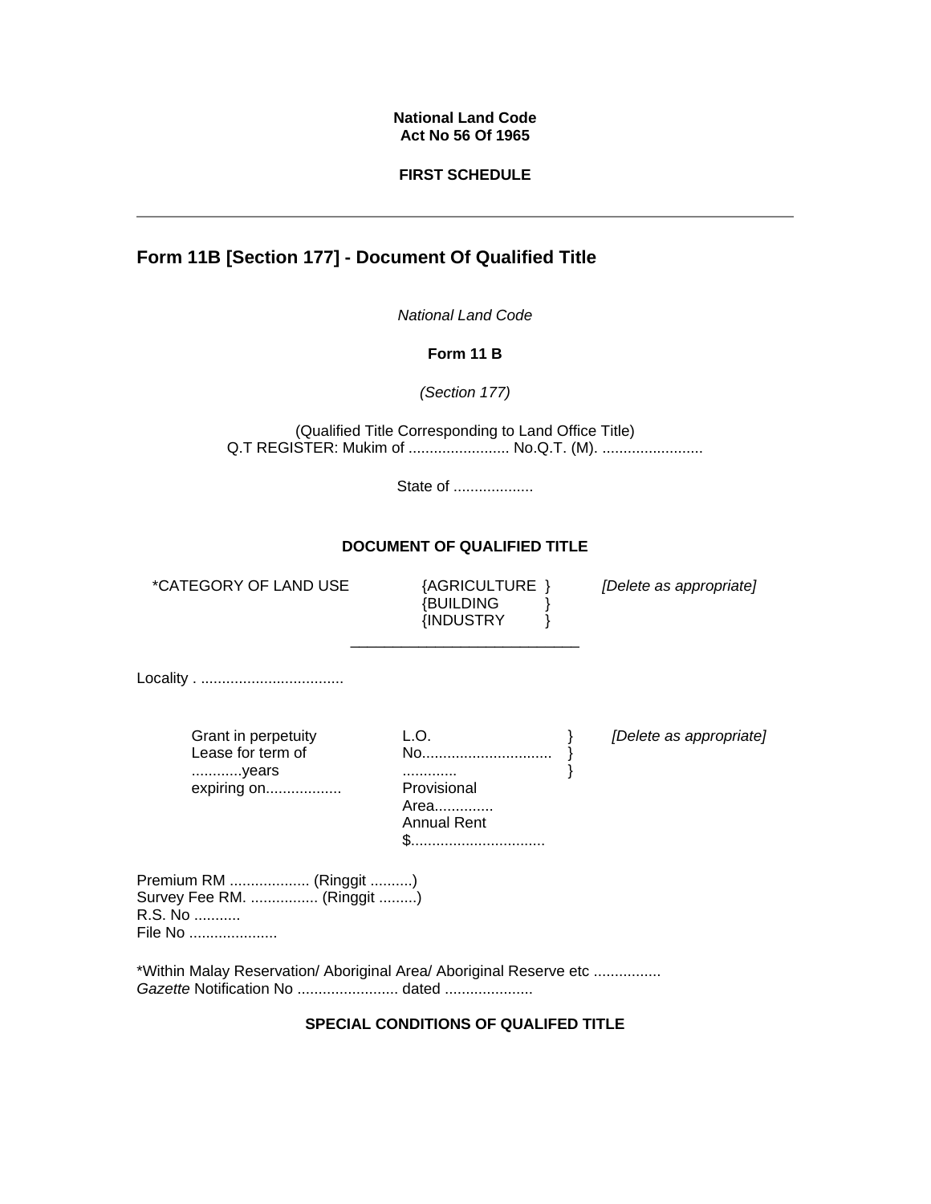**National Land Code**
**Act No 56 Of 1965**

**FIRST SCHEDULE**

---

## Form 11B [Section 177] - Document Of Qualified Title

*National Land Code*

**Form 11 B**

*(Section 177)*

(Qualified Title Corresponding to Land Office Title)
Q.T REGISTER: Mukim of ........................ No.Q.T. (M). ........................

State of ...................

**DOCUMENT OF QUALIFIED TITLE**

| *CATEGORY OF LAND USE | {AGRICULTURE }<br>{BUILDING }<br>{INDUSTRY } | *[Delete as appropriate]* |
|---|---|---|

Locality . ..................................

| Grant in perpetuity<br>Lease for term of<br>............years<br>expiring on.................. | L.O.<br>No...............................<br>.............<br>Provisional<br>Area..............<br>Annual Rent<br>$................................ | }<br>}<br>} | *[Delete as appropriate]* |
|---|---|---|---|

Premium RM ................... (Ringgit ..........)
Survey Fee RM. ................ (Ringgit .........)
R.S. No ...........
File No .....................

*Within Malay Reservation/ Aboriginal Area/ Aboriginal Reserve etc ................
*Gazette* Notification No ........................ dated .....................

**SPECIAL CONDITIONS OF QUALIFED TITLE**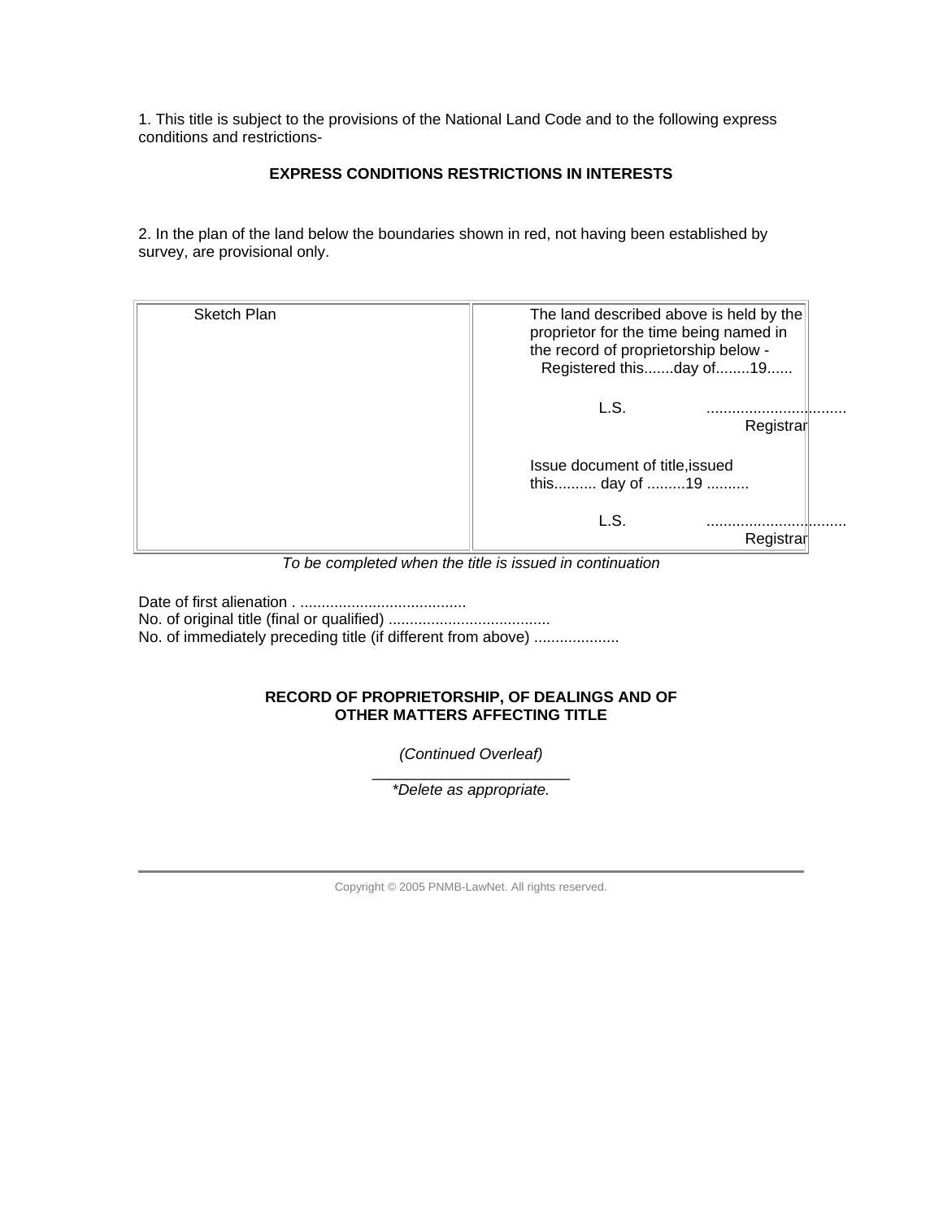1. This title is subject to the provisions of the National Land Code and to the following express conditions and restrictions-

**EXPRESS CONDITIONS RESTRICTIONS IN INTERESTS**

2. In the plan of the land below the boundaries shown in red, not having been established by survey, are provisional only.

| | |
|---|---|
| Sketch Plan | The land described above is held by the proprietor for the time being named in the record of proprietorship below - Registered this.......day of........19...... <br><br> L.S. ................................ Registrar <br><br> Issue document of title,issued this.......... day of .........19 .......... <br><br> L.S. ................................ Registrar |

*To be completed when the title is issued in continuation*

Date of first alienation . .......................................
No. of original title (final or qualified) ......................................
No. of immediately preceding title (if different from above) ....................

**RECORD OF PROPRIETORSHIP, OF DEALINGS AND OF OTHER MATTERS AFFECTING TITLE**

*(Continued Overleaf)*

________________________

*\*Delete as appropriate.*

Copyright © 2005 PNMB-LawNet. All rights reserved.